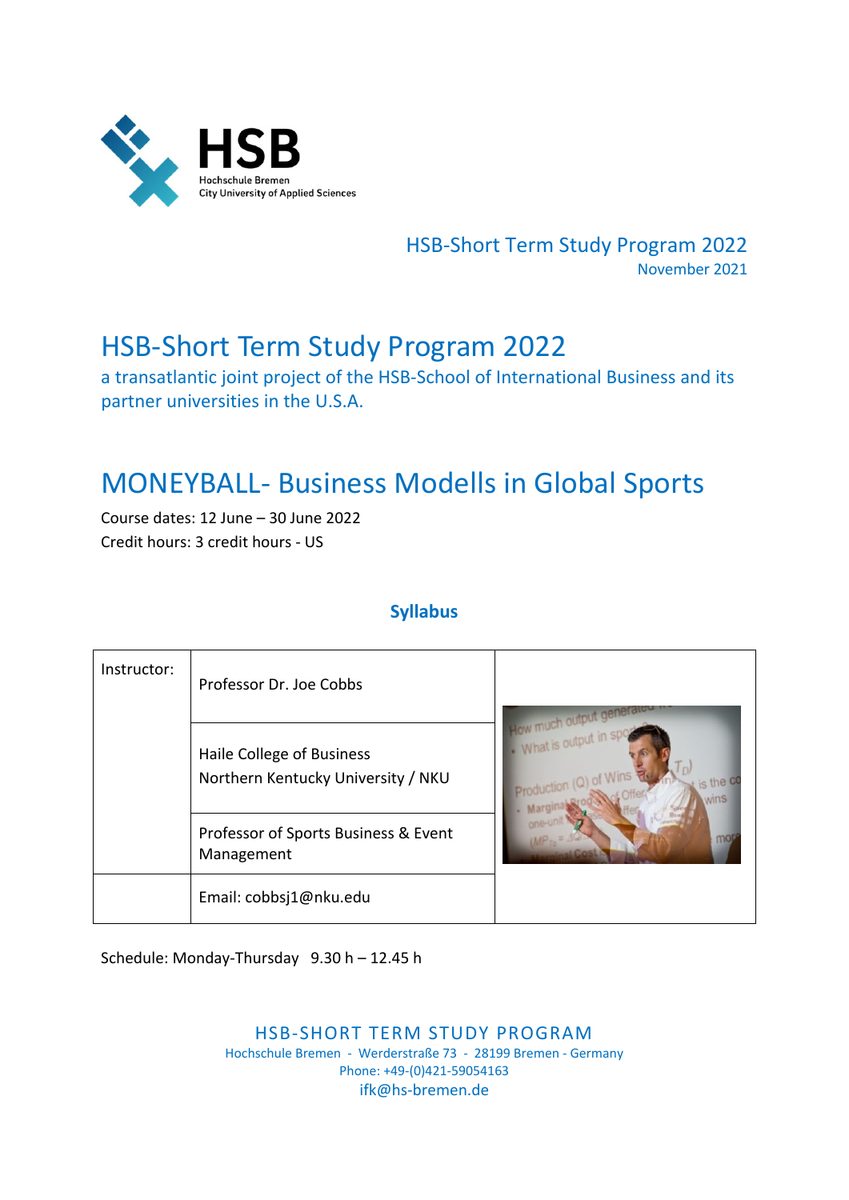HSB
Hochschule Bremen
City University of Applied Sciences

HSB-Short Term Study Program 2022
November 2021

# HSB-Short Term Study Program 2022

a transatlantic joint project of the HSB-School of International Business and its partner universities in the U.S.A.

# MONEYBALL- Business Modells in Global Sports

Course dates: 12 June – 30 June 2022
Credit hours: 3 credit hours - US

## Syllabus

| Instructor: | Professor Dr. Joe Cobbs |
|---|---|
| | Haile College of Business<br>Northern Kentucky University / NKU |
| | Professor of Sports Business & Event Management |
| | Email: cobbsj1@nku.edu |

Schedule: Monday-Thursday 9.30 h – 12.45 h

HSB-SHORT TERM STUDY PROGRAM
Hochschule Bremen - Werderstraße 73 - 28199 Bremen - Germany
Phone: +49-(0)421-59054163
ifk@hs-bremen.de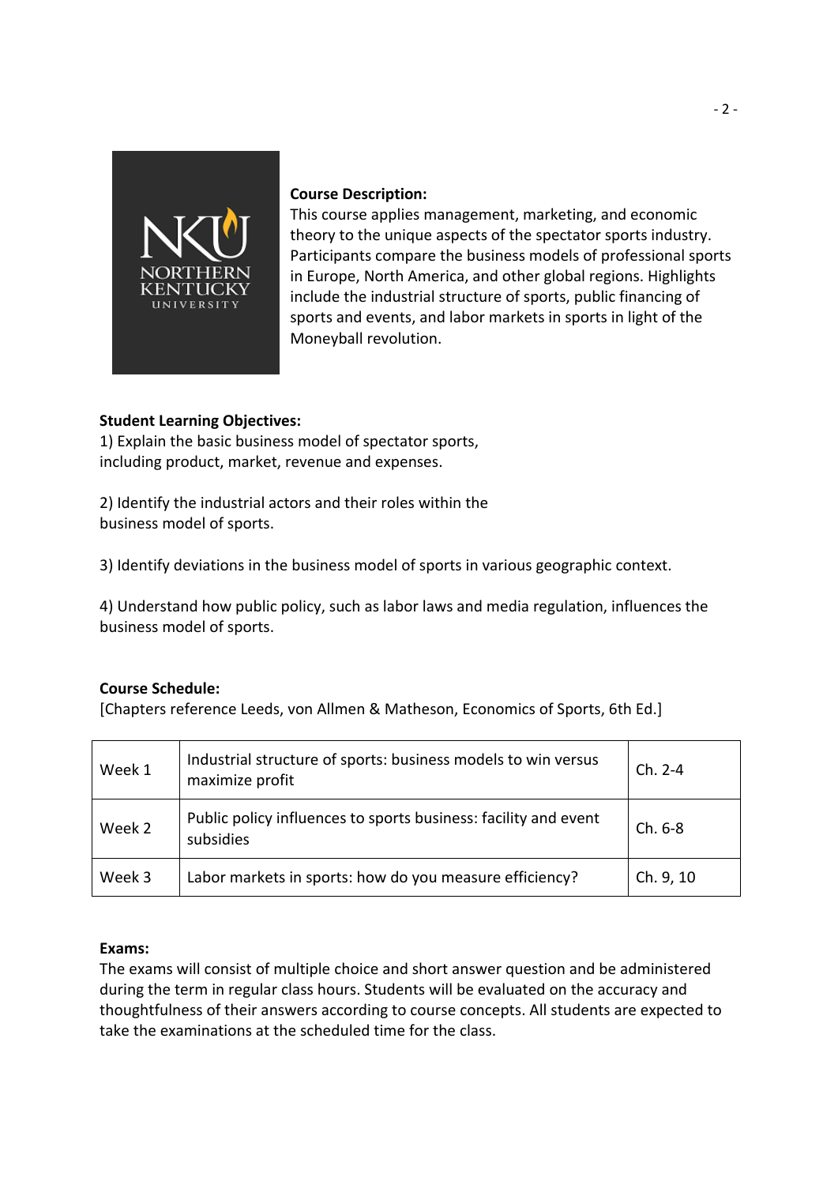**Course Description:**
This course applies management, marketing, and economic theory to the unique aspects of the spectator sports industry. Participants compare the business models of professional sports in Europe, North America, and other global regions. Highlights include the industrial structure of sports, public financing of sports and events, and labor markets in sports in light of the Moneyball revolution.

**Student Learning Objectives:**

1) Explain the basic business model of spectator sports, including product, market, revenue and expenses.

2) Identify the industrial actors and their roles within the business model of sports.

3) Identify deviations in the business model of sports in various geographic context.

4) Understand how public policy, such as labor laws and media regulation, influences the business model of sports.

**Course Schedule:**
[Chapters reference Leeds, von Allmen & Matheson, Economics of Sports, 6th Ed.]

| | | |
|---|---|---|
| Week 1 | Industrial structure of sports: business models to win versus maximize profit | Ch. 2-4 |
| Week 2 | Public policy influences to sports business: facility and event subsidies | Ch. 6-8 |
| Week 3 | Labor markets in sports: how do you measure efficiency? | Ch. 9, 10 |

**Exams:**
The exams will consist of multiple choice and short answer question and be administered during the term in regular class hours. Students will be evaluated on the accuracy and thoughtfulness of their answers according to course concepts. All students are expected to take the examinations at the scheduled time for the class.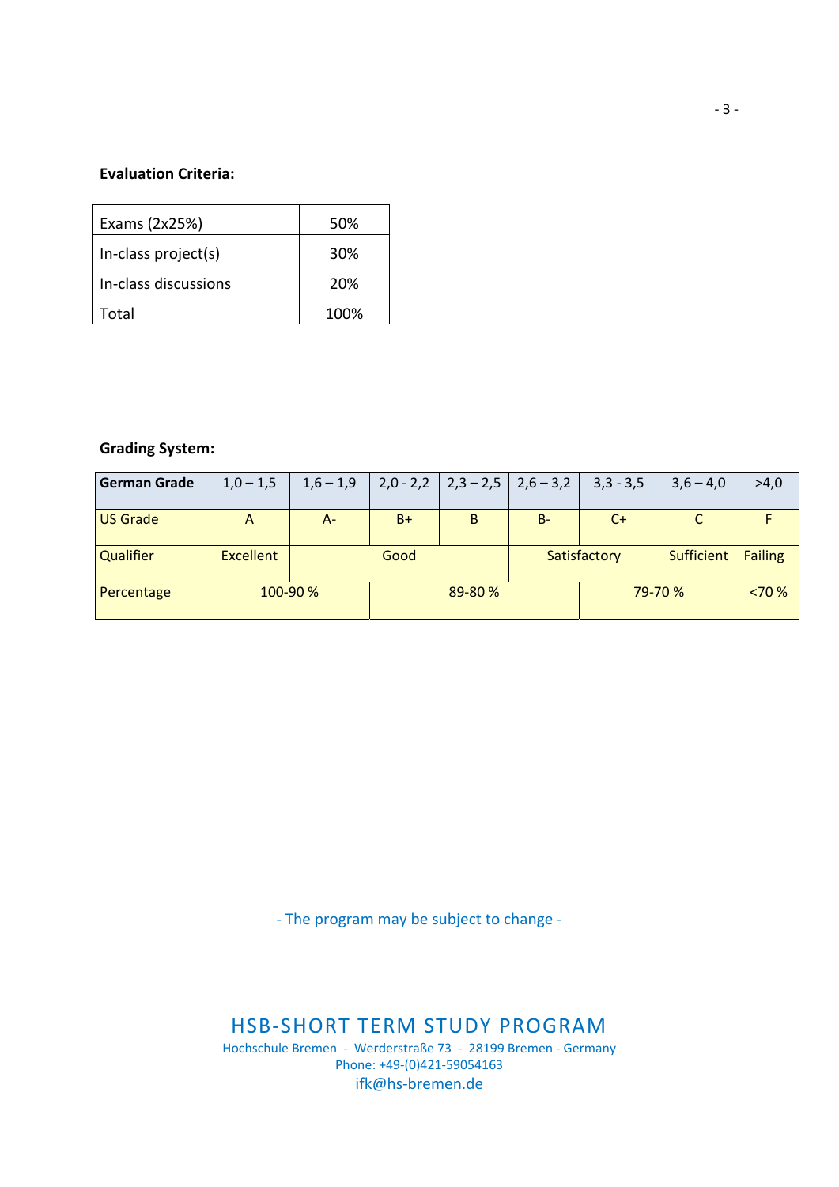**Evaluation Criteria:**

| | |
|---|---|
| Exams (2x25%) | 50% |
| In-class project(s) | 30% |
| In-class discussions | 20% |
| Total | 100% |

**Grading System:**

| German Grade | 1,0 – 1,5 | 1,6 – 1,9 | 2,0 - 2,2 | 2,3 – 2,5 | 2,6 – 3,2 | 3,3 - 3,5 | 3,6 – 4,0 | >4,0 |
|---|---|---|---|---|---|---|---|---|
| US Grade | A | A- | B+ | B | B- | C+ | C | F |
| Qualifier | Excellent | Good | | | Satisfactory | | Sufficient | Failing |
| Percentage | 100-90 % | | 89-80 % | | | 79-70 % | | <70 % |

- The program may be subject to change -

HSB-SHORT TERM STUDY PROGRAM
Hochschule Bremen - Werderstraße 73 - 28199 Bremen - Germany
Phone: +49-(0)421-59054163
ifk@hs-bremen.de